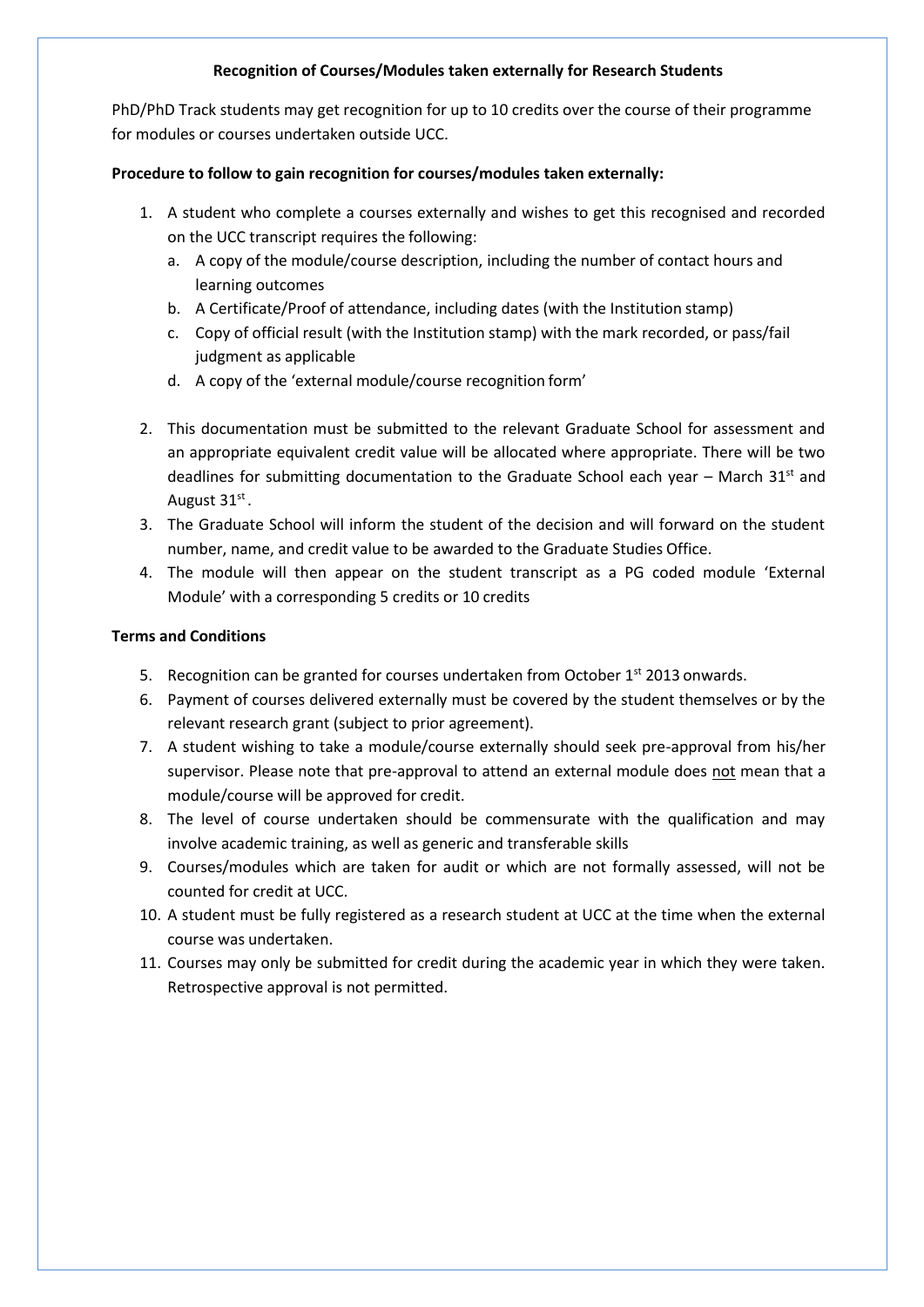**Recognition of Courses/Modules taken externally for Research Students**

PhD/PhD Track students may get recognition for up to 10 credits over the course of their programme for modules or courses undertaken outside UCC.

**Procedure to follow to gain recognition for courses/modules taken externally:**

1. A student who complete a courses externally and wishes to get this recognised and recorded on the UCC transcript requires the following:
   a. A copy of the module/course description, including the number of contact hours and learning outcomes
   b. A Certificate/Proof of attendance, including dates (with the Institution stamp)
   c. Copy of official result (with the Institution stamp) with the mark recorded, or pass/fail judgment as applicable
   d. A copy of the 'external module/course recognition form'

2. This documentation must be submitted to the relevant Graduate School for assessment and an appropriate equivalent credit value will be allocated where appropriate. There will be two deadlines for submitting documentation to the Graduate School each year – March 31st and August 31st.
3. The Graduate School will inform the student of the decision and will forward on the student number, name, and credit value to be awarded to the Graduate Studies Office.
4. The module will then appear on the student transcript as a PG coded module 'External Module' with a corresponding 5 credits or 10 credits

**Terms and Conditions**

5. Recognition can be granted for courses undertaken from October 1st 2013 onwards.
6. Payment of courses delivered externally must be covered by the student themselves or by the relevant research grant (subject to prior agreement).
7. A student wishing to take a module/course externally should seek pre-approval from his/her supervisor. Please note that pre-approval to attend an external module does <u>not</u> mean that a module/course will be approved for credit.
8. The level of course undertaken should be commensurate with the qualification and may involve academic training, as well as generic and transferable skills
9. Courses/modules which are taken for audit or which are not formally assessed, will not be counted for credit at UCC.
10. A student must be fully registered as a research student at UCC at the time when the external course was undertaken.
11. Courses may only be submitted for credit during the academic year in which they were taken. Retrospective approval is not permitted.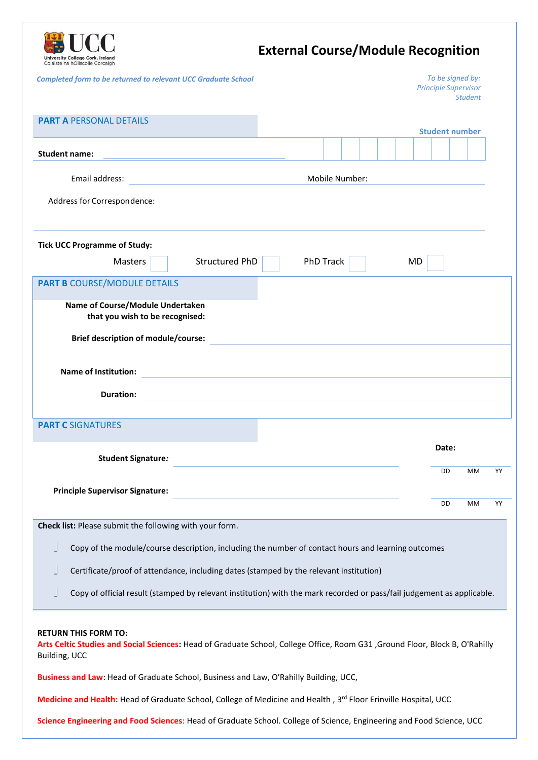UCC
University College Cork, Ireland
Coláiste na hOllscoile Corcaigh

# External Course/Module Recognition

*Completed form to be returned to relevant UCC Graduate School*

*To be signed by:*
*Principle Supervisor*
*Student*

## PART A PERSONAL DETAILS

**Student number**

**Student name:** ______________________

Email address: ______________________ Mobile Number: ______________________

Address for Correspondence:

______________________

**Tick UCC Programme of Study:**

Masters ☐ Structured PhD ☐ PhD Track ☐ MD ☐

## PART B COURSE/MODULE DETAILS

**Name of Course/Module Undertaken that you wish to be recognised:**

**Brief description of module/course:** ______________________

**Name of Institution:** ______________________

**Duration:** ______________________

## PART C SIGNATURES

**Student Signature***:* ______________________ **Date:** DD MM YY

**Principle Supervisor Signature:** ______________________ DD MM YY

**Check list:** Please submit the following with your form.

- Copy of the module/course description, including the number of contact hours and learning outcomes
- Certificate/proof of attendance, including dates (stamped by the relevant institution)
- Copy of official result (stamped by relevant institution) with the mark recorded or pass/fail judgement as applicable.

**RETURN THIS FORM TO:**

**Arts Celtic Studies and Social Sciences:** Head of Graduate School, College Office, Room G31 ,Ground Floor, Block B, O'Rahilly Building, UCC

**Business and Law**: Head of Graduate School, Business and Law, O'Rahilly Building, UCC,

**Medicine and Health:** Head of Graduate School, College of Medicine and Health , 3rd Floor Erinville Hospital, UCC

**Science Engineering and Food Sciences**: Head of Graduate School. College of Science, Engineering and Food Science, UCC